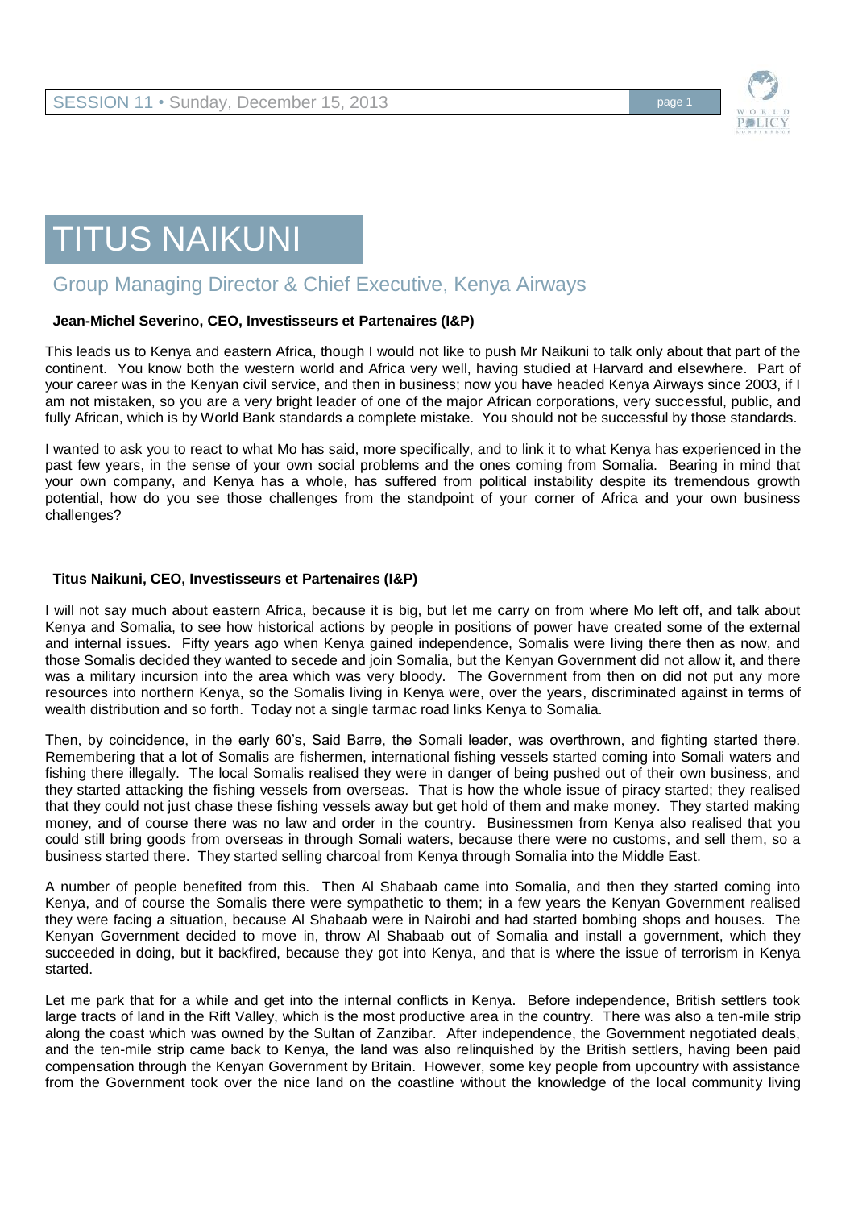# TITUS NAIKUNI

## Group Managing Director & Chief Executive, Kenya Airways

**Jean-Michel Severino, CEO, Investisseurs et Partenaires (I&P)**

This leads us to Kenya and eastern Africa, though I would not like to push Mr Naikuni to talk only about that part of the continent. You know both the western world and Africa very well, having studied at Harvard and elsewhere. Part of your career was in the Kenyan civil service, and then in business; now you have headed Kenya Airways since 2003, if I am not mistaken, so you are a very bright leader of one of the major African corporations, very successful, public, and fully African, which is by World Bank standards a complete mistake. You should not be successful by those standards.

I wanted to ask you to react to what Mo has said, more specifically, and to link it to what Kenya has experienced in the past few years, in the sense of your own social problems and the ones coming from Somalia. Bearing in mind that your own company, and Kenya has a whole, has suffered from political instability despite its tremendous growth potential, how do you see those challenges from the standpoint of your corner of Africa and your own business challenges?

**Titus Naikuni, CEO, Investisseurs et Partenaires (I&P)**

I will not say much about eastern Africa, because it is big, but let me carry on from where Mo left off, and talk about Kenya and Somalia, to see how historical actions by people in positions of power have created some of the external and internal issues. Fifty years ago when Kenya gained independence, Somalis were living there then as now, and those Somalis decided they wanted to secede and join Somalia, but the Kenyan Government did not allow it, and there was a military incursion into the area which was very bloody. The Government from then on did not put any more resources into northern Kenya, so the Somalis living in Kenya were, over the years, discriminated against in terms of wealth distribution and so forth. Today not a single tarmac road links Kenya to Somalia.

Then, by coincidence, in the early 60's, Said Barre, the Somali leader, was overthrown, and fighting started there. Remembering that a lot of Somalis are fishermen, international fishing vessels started coming into Somali waters and fishing there illegally. The local Somalis realised they were in danger of being pushed out of their own business, and they started attacking the fishing vessels from overseas. That is how the whole issue of piracy started; they realised that they could not just chase these fishing vessels away but get hold of them and make money. They started making money, and of course there was no law and order in the country. Businessmen from Kenya also realised that you could still bring goods from overseas in through Somali waters, because there were no customs, and sell them, so a business started there. They started selling charcoal from Kenya through Somalia into the Middle East.

A number of people benefited from this. Then Al Shabaab came into Somalia, and then they started coming into Kenya, and of course the Somalis there were sympathetic to them; in a few years the Kenyan Government realised they were facing a situation, because Al Shabaab were in Nairobi and had started bombing shops and houses. The Kenyan Government decided to move in, throw Al Shabaab out of Somalia and install a government, which they succeeded in doing, but it backfired, because they got into Kenya, and that is where the issue of terrorism in Kenya started.

Let me park that for a while and get into the internal conflicts in Kenya. Before independence, British settlers took large tracts of land in the Rift Valley, which is the most productive area in the country. There was also a ten-mile strip along the coast which was owned by the Sultan of Zanzibar. After independence, the Government negotiated deals, and the ten-mile strip came back to Kenya, the land was also relinquished by the British settlers, having been paid compensation through the Kenyan Government by Britain. However, some key people from upcountry with assistance from the Government took over the nice land on the coastline without the knowledge of the local community living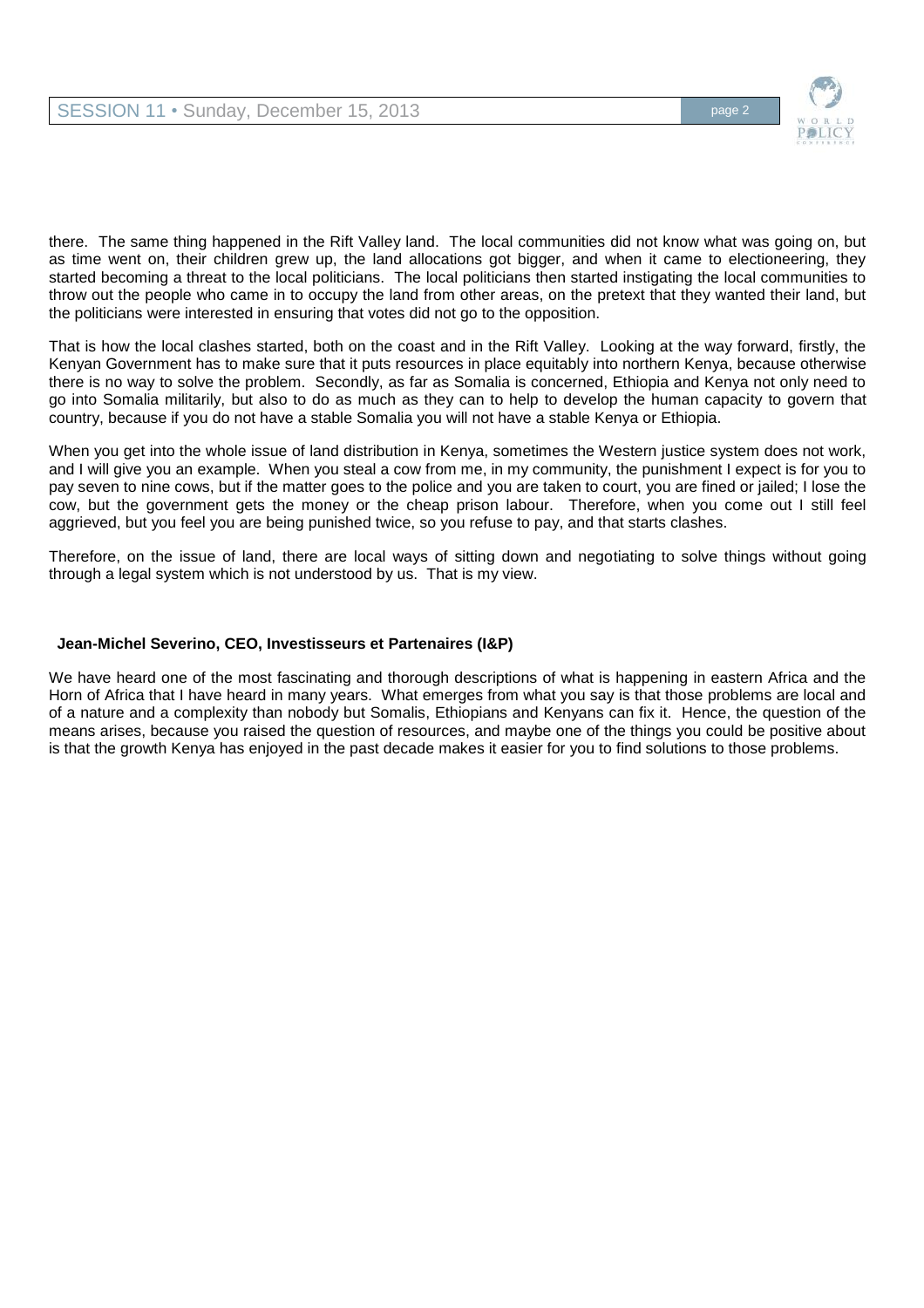there. The same thing happened in the Rift Valley land. The local communities did not know what was going on, but as time went on, their children grew up, the land allocations got bigger, and when it came to electioneering, they started becoming a threat to the local politicians. The local politicians then started instigating the local communities to throw out the people who came in to occupy the land from other areas, on the pretext that they wanted their land, but the politicians were interested in ensuring that votes did not go to the opposition.

That is how the local clashes started, both on the coast and in the Rift Valley. Looking at the way forward, firstly, the Kenyan Government has to make sure that it puts resources in place equitably into northern Kenya, because otherwise there is no way to solve the problem. Secondly, as far as Somalia is concerned, Ethiopia and Kenya not only need to go into Somalia militarily, but also to do as much as they can to help to develop the human capacity to govern that country, because if you do not have a stable Somalia you will not have a stable Kenya or Ethiopia.

When you get into the whole issue of land distribution in Kenya, sometimes the Western justice system does not work, and I will give you an example. When you steal a cow from me, in my community, the punishment I expect is for you to pay seven to nine cows, but if the matter goes to the police and you are taken to court, you are fined or jailed; I lose the cow, but the government gets the money or the cheap prison labour. Therefore, when you come out I still feel aggrieved, but you feel you are being punished twice, so you refuse to pay, and that starts clashes.

Therefore, on the issue of land, there are local ways of sitting down and negotiating to solve things without going through a legal system which is not understood by us. That is my view.

**Jean-Michel Severino, CEO, Investisseurs et Partenaires (I&P)**

We have heard one of the most fascinating and thorough descriptions of what is happening in eastern Africa and the Horn of Africa that I have heard in many years. What emerges from what you say is that those problems are local and of a nature and a complexity than nobody but Somalis, Ethiopians and Kenyans can fix it. Hence, the question of the means arises, because you raised the question of resources, and maybe one of the things you could be positive about is that the growth Kenya has enjoyed in the past decade makes it easier for you to find solutions to those problems.